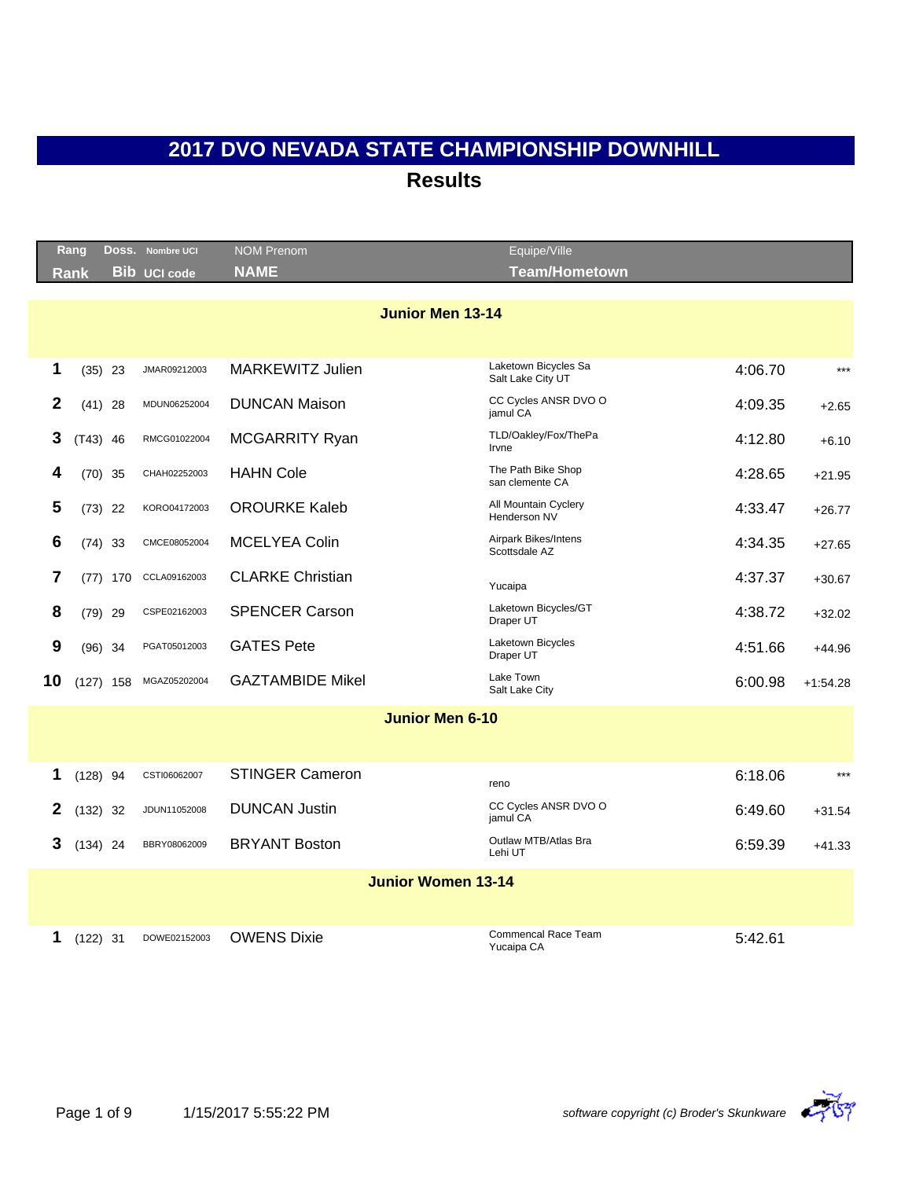# 2017 DVO NEVADA STATE CHAMPIONSHIP DOWNHILL

## Results

| Rang<br>Rank | | Doss.<br>Bib | Nombre UCI<br>UCI code | NOM Prenom<br>NAME | Equipe/Ville<br>Team/Hometown | | |
|---|---|---|---|---|---|---|---|
| **Junior Men 13-14** | | | | | | | |
| 1 | (35) | 23 | JMAR09212003 | MARKEWITZ Julien | Laketown Bicycles Sa<br>Salt Lake City UT | 4:06.70 | *** |
| 2 | (41) | 28 | MDUN06252004 | DUNCAN Maison | CC Cycles ANSR DVO O<br>jamul CA | 4:09.35 | +2.65 |
| 3 | (T43) | 46 | RMCG01022004 | MCGARRITY Ryan | TLD/Oakley/Fox/ThePa<br>Irvne | 4:12.80 | +6.10 |
| 4 | (70) | 35 | CHAH02252003 | HAHN Cole | The Path Bike Shop<br>san clemente CA | 4:28.65 | +21.95 |
| 5 | (73) | 22 | KORO04172003 | OROURKE Kaleb | All Mountain Cyclery<br>Henderson NV | 4:33.47 | +26.77 |
| 6 | (74) | 33 | CMCE08052004 | MCELYEA Colin | Airpark Bikes/Intens<br>Scottsdale AZ | 4:34.35 | +27.65 |
| 7 | (77) | 170 | CCLA09162003 | CLARKE Christian | Yucaipa | 4:37.37 | +30.67 |
| 8 | (79) | 29 | CSPE02162003 | SPENCER Carson | Laketown Bicycles/GT<br>Draper UT | 4:38.72 | +32.02 |
| 9 | (96) | 34 | PGAT05012003 | GATES Pete | Laketown Bicycles<br>Draper UT | 4:51.66 | +44.96 |
| 10 | (127) | 158 | MGAZ05202004 | GAZTAMBIDE Mikel | Lake Town<br>Salt Lake City | 6:00.98 | +1:54.28 |
| **Junior Men 6-10** | | | | | | | |
| 1 | (128) | 94 | CSTI06062007 | STINGER Cameron | reno | 6:18.06 | *** |
| 2 | (132) | 32 | JDUN11052008 | DUNCAN Justin | CC Cycles ANSR DVO O<br>jamul CA | 6:49.60 | +31.54 |
| 3 | (134) | 24 | BBRY08062009 | BRYANT Boston | Outlaw MTB/Atlas Bra<br>Lehi UT | 6:59.39 | +41.33 |
| **Junior Women 13-14** | | | | | | | |
| 1 | (122) | 31 | DOWE02152003 | OWENS Dixie | Commencal Race Team<br>Yucaipa CA | 5:42.61 | |

1/15/2017 5:55:22 PM

*software copyright (c) Broder's Skunkware*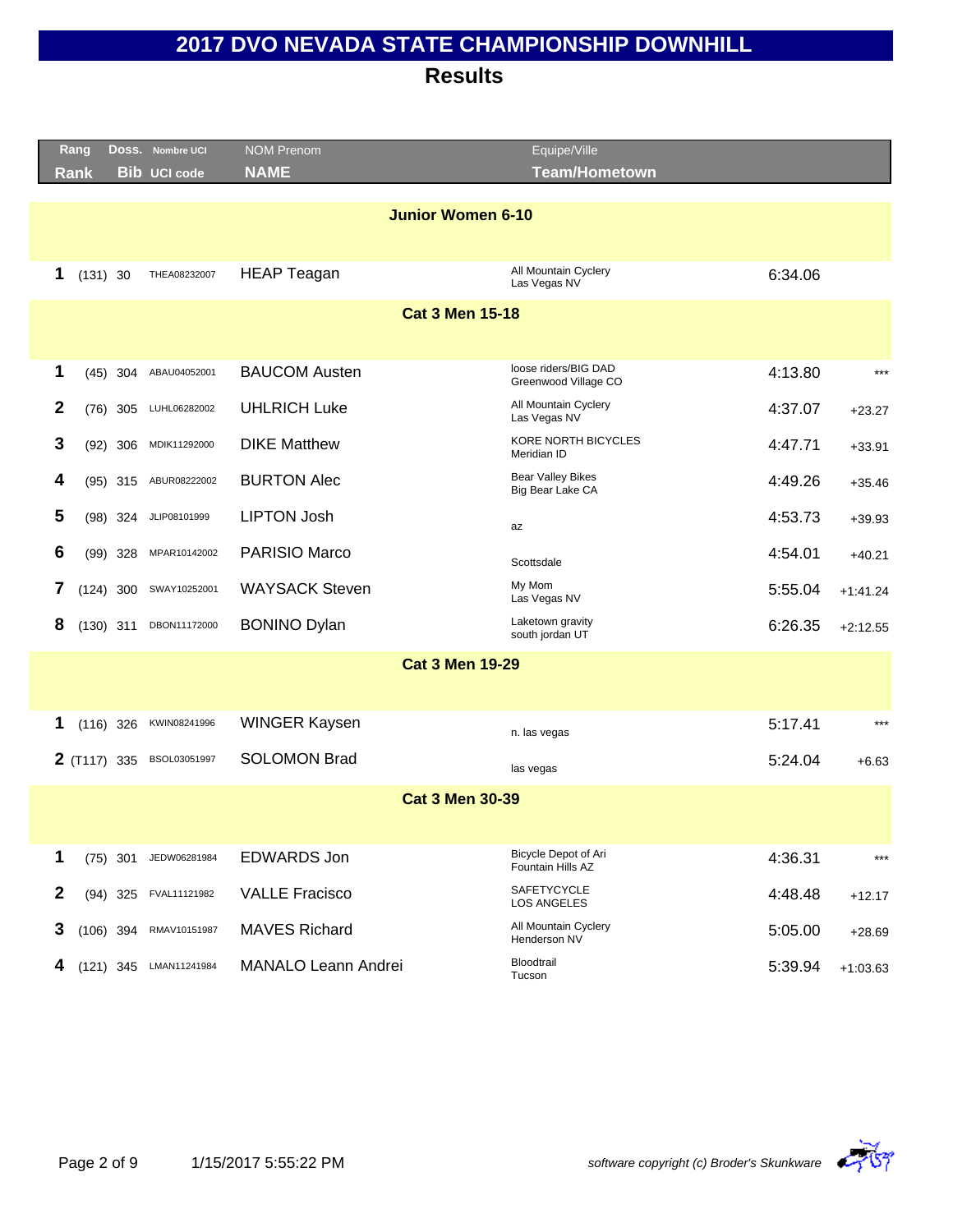# 2017 DVO NEVADA STATE CHAMPIONSHIP DOWNHILL

## Results

| Rang<br>Rank | | Doss.<br>Bib | Nombre UCI<br>UCI code | NOM Prenom<br>NAME | Equipe/Ville<br>Team/Hometown | | |
|---|---|---|---|---|---|---|---|
| **Junior Women 6-10** | | | | | | | |
| 1 | (131) | 30 | THEA08232007 | HEAP Teagan | All Mountain Cyclery<br>Las Vegas NV | 6:34.06 | |
| **Cat 3 Men 15-18** | | | | | | | |
| 1 | (45) | 304 | ABAU04052001 | BAUCOM Austen | loose riders/BIG DAD<br>Greenwood Village CO | 4:13.80 | *** |
| 2 | (76) | 305 | LUHL06282002 | UHLRICH Luke | All Mountain Cyclery<br>Las Vegas NV | 4:37.07 | +23.27 |
| 3 | (92) | 306 | MDIK11292000 | DIKE Matthew | KORE NORTH BICYCLES<br>Meridian ID | 4:47.71 | +33.91 |
| 4 | (95) | 315 | ABUR08222002 | BURTON Alec | Bear Valley Bikes<br>Big Bear Lake CA | 4:49.26 | +35.46 |
| 5 | (98) | 324 | JLIP08101999 | LIPTON Josh | az | 4:53.73 | +39.93 |
| 6 | (99) | 328 | MPAR10142002 | PARISIO Marco | Scottsdale | 4:54.01 | +40.21 |
| 7 | (124) | 300 | SWAY10252001 | WAYSACK Steven | My Mom<br>Las Vegas NV | 5:55.04 | +1:41.24 |
| 8 | (130) | 311 | DBON11172000 | BONINO Dylan | Laketown gravity<br>south jordan UT | 6:26.35 | +2:12.55 |
| **Cat 3 Men 19-29** | | | | | | | |
| 1 | (116) | 326 | KWIN08241996 | WINGER Kaysen | n. las vegas | 5:17.41 | *** |
| 2 | (T117) | 335 | BSOL03051997 | SOLOMON Brad | las vegas | 5:24.04 | +6.63 |
| **Cat 3 Men 30-39** | | | | | | | |
| 1 | (75) | 301 | JEDW06281984 | EDWARDS Jon | Bicycle Depot of Ari<br>Fountain Hills AZ | 4:36.31 | *** |
| 2 | (94) | 325 | FVAL11121982 | VALLE Fracisco | SAFETYCYCLE<br>LOS ANGELES | 4:48.48 | +12.17 |
| 3 | (106) | 394 | RMAV10151987 | MAVES Richard | All Mountain Cyclery<br>Henderson NV | 5:05.00 | +28.69 |
| 4 | (121) | 345 | LMAN11241984 | MANALO Leann Andrei | Bloodtrail<br>Tucson | 5:39.94 | +1:03.63 |

1/15/2017 5:55:22 PM

*software copyright (c) Broder's Skunkware*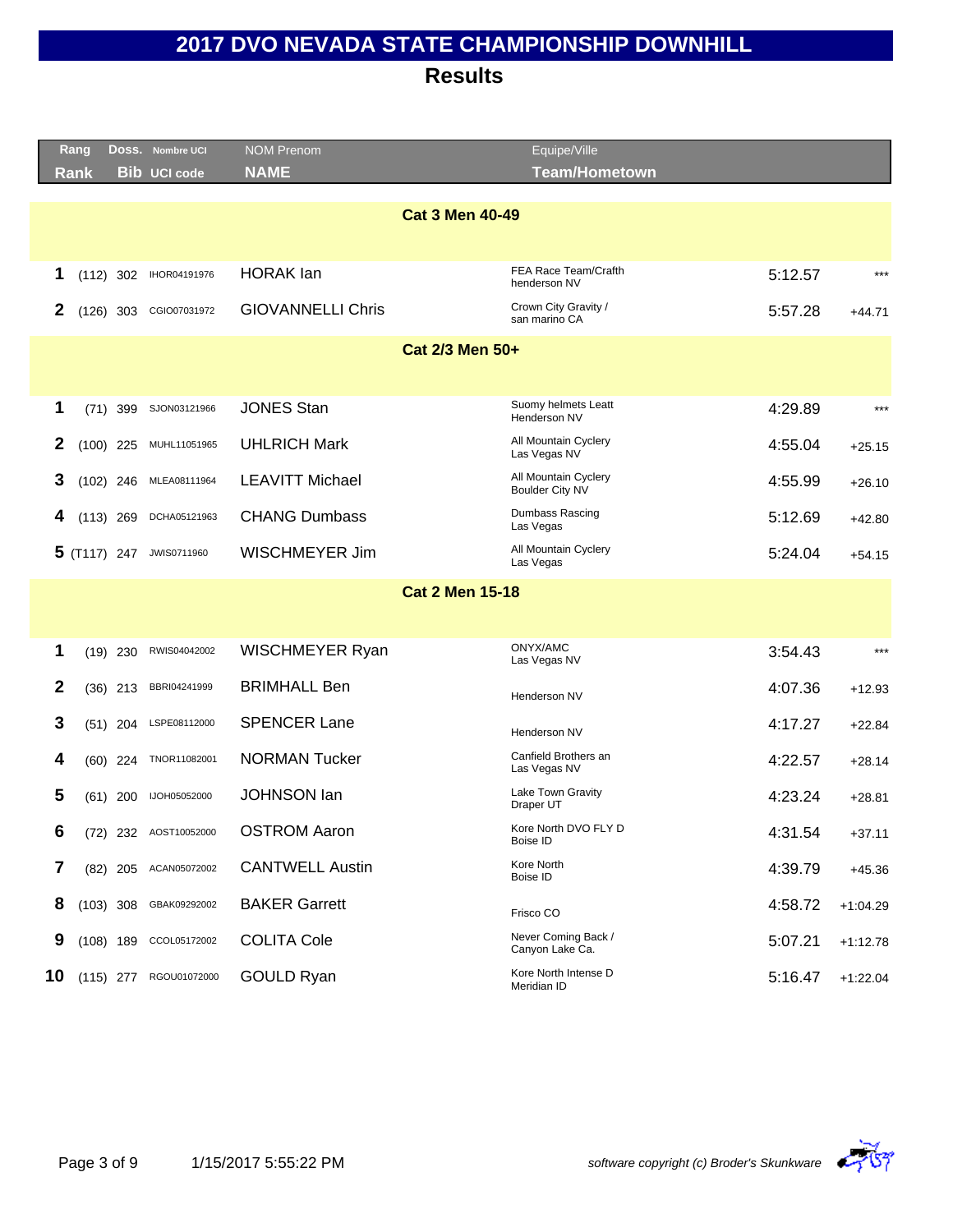# 2017 DVO NEVADA STATE CHAMPIONSHIP DOWNHILL

## Results

| Rang Rank | | Doss. Bib | Nombre UCI UCI code | NOM Prenom NAME | Equipe/Ville Team/Hometown | | |
|---|---|---|---|---|---|---|---|
| **Cat 3 Men 40-49** | | | | | | | |
| 1 | (112) | 302 | IHOR04191976 | HORAK Ian | FEA Race Team/Crafth henderson NV | 5:12.57 | *** |
| 2 | (126) | 303 | CGIO07031972 | GIOVANNELLI Chris | Crown City Gravity / san marino CA | 5:57.28 | +44.71 |
| **Cat 2/3 Men 50+** | | | | | | | |
| 1 | (71) | 399 | SJON03121966 | JONES Stan | Suomy helmets Leatt Henderson NV | 4:29.89 | *** |
| 2 | (100) | 225 | MUHL11051965 | UHLRICH Mark | All Mountain Cyclery Las Vegas NV | 4:55.04 | +25.15 |
| 3 | (102) | 246 | MLEA08111964 | LEAVITT Michael | All Mountain Cyclery Boulder City NV | 4:55.99 | +26.10 |
| 4 | (113) | 269 | DCHA05121963 | CHANG Dumbass | Dumbass Rascing Las Vegas | 5:12.69 | +42.80 |
| 5 | (T117) | 247 | JWIS0711960 | WISCHMEYER Jim | All Mountain Cyclery Las Vegas | 5:24.04 | +54.15 |
| **Cat 2 Men 15-18** | | | | | | | |
| 1 | (19) | 230 | RWIS04042002 | WISCHMEYER Ryan | ONYX/AMC Las Vegas NV | 3:54.43 | *** |
| 2 | (36) | 213 | BBRI04241999 | BRIMHALL Ben | Henderson NV | 4:07.36 | +12.93 |
| 3 | (51) | 204 | LSPE08112000 | SPENCER Lane | Henderson NV | 4:17.27 | +22.84 |
| 4 | (60) | 224 | TNOR11082001 | NORMAN Tucker | Canfield Brothers an Las Vegas NV | 4:22.57 | +28.14 |
| 5 | (61) | 200 | IJOH05052000 | JOHNSON Ian | Lake Town Gravity Draper UT | 4:23.24 | +28.81 |
| 6 | (72) | 232 | AOST10052000 | OSTROM Aaron | Kore North DVO FLY D Boise ID | 4:31.54 | +37.11 |
| 7 | (82) | 205 | ACAN05072002 | CANTWELL Austin | Kore North Boise ID | 4:39.79 | +45.36 |
| 8 | (103) | 308 | GBAK09292002 | BAKER Garrett | Frisco CO | 4:58.72 | +1:04.29 |
| 9 | (108) | 189 | CCOL05172002 | COLITA Cole | Never Coming Back / Canyon Lake Ca. | 5:07.21 | +1:12.78 |
| 10 | (115) | 277 | RGOU01072000 | GOULD Ryan | Kore North Intense D Meridian ID | 5:16.47 | +1:22.04 |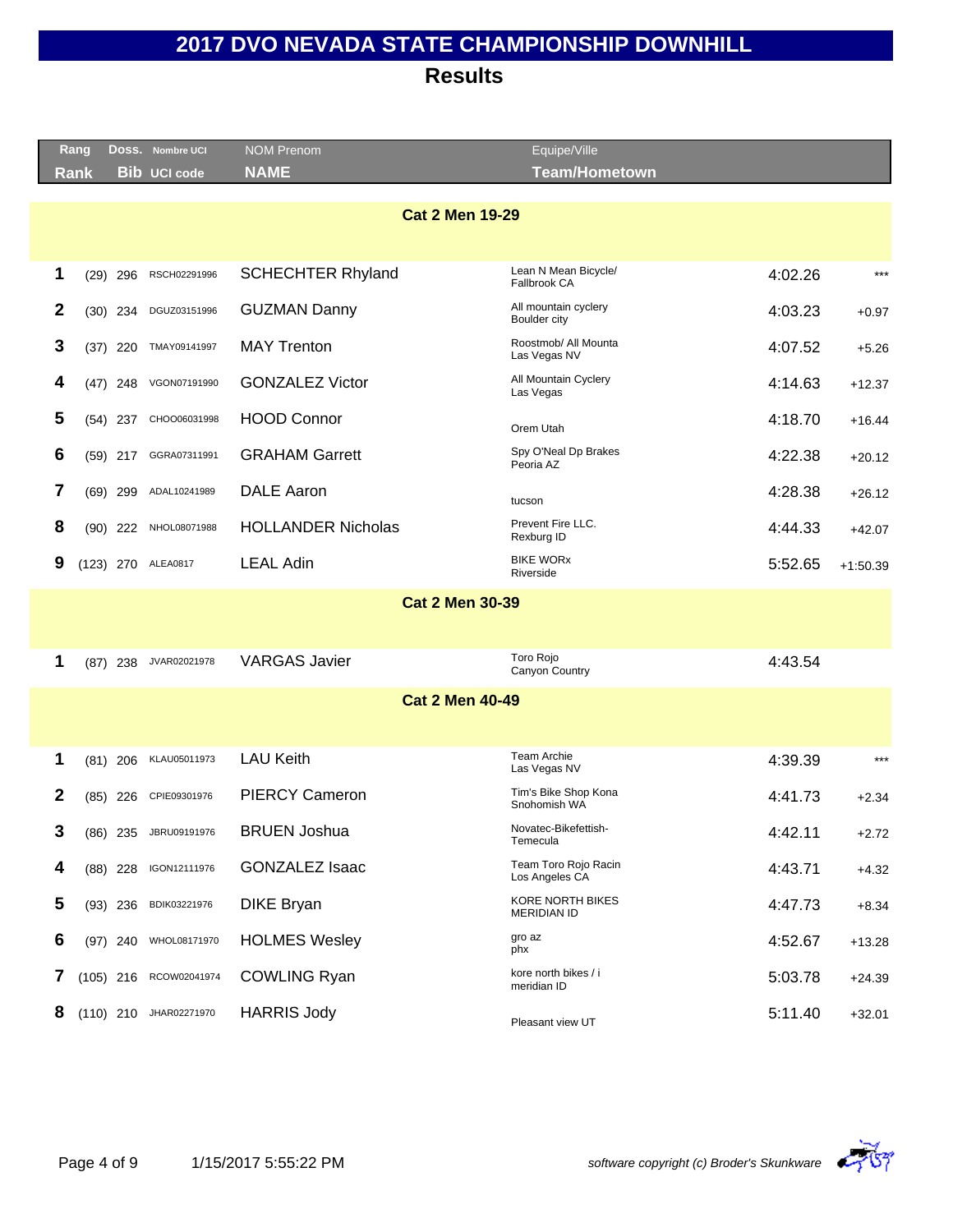# 2017 DVO NEVADA STATE CHAMPIONSHIP DOWNHILL

## Results

| Rang<br>Rank | | Doss.<br>Bib | Nombre UCI<br>UCI code | NOM Prenom<br>NAME | Equipe/Ville<br>Team/Hometown | | |
|---|---|---|---|---|---|---|---|
| **Cat 2 Men 19-29** | | | | | | | |
| 1 | (29) | 296 | RSCH02291996 | SCHECHTER Rhyland | Lean N Mean Bicycle/ Fallbrook CA | 4:02.26 | *** |
| 2 | (30) | 234 | DGUZ03151996 | GUZMAN Danny | All mountain cyclery Boulder city | 4:03.23 | +0.97 |
| 3 | (37) | 220 | TMAY09141997 | MAY Trenton | Roostmob/ All Mounta Las Vegas NV | 4:07.52 | +5.26 |
| 4 | (47) | 248 | VGON07191990 | GONZALEZ Victor | All Mountain Cyclery Las Vegas | 4:14.63 | +12.37 |
| 5 | (54) | 237 | CHOO06031998 | HOOD Connor | Orem Utah | 4:18.70 | +16.44 |
| 6 | (59) | 217 | GGRA07311991 | GRAHAM Garrett | Spy O'Neal Dp Brakes Peoria AZ | 4:22.38 | +20.12 |
| 7 | (69) | 299 | ADAL10241989 | DALE Aaron | tucson | 4:28.38 | +26.12 |
| 8 | (90) | 222 | NHOL08071988 | HOLLANDER Nicholas | Prevent Fire LLC. Rexburg ID | 4:44.33 | +42.07 |
| 9 | (123) | 270 | ALEA0817 | LEAL Adin | BIKE WORx Riverside | 5:52.65 | +1:50.39 |
| **Cat 2 Men 30-39** | | | | | | | |
| 1 | (87) | 238 | JVAR02021978 | VARGAS Javier | Toro Rojo Canyon Country | 4:43.54 | |
| **Cat 2 Men 40-49** | | | | | | | |
| 1 | (81) | 206 | KLAU05011973 | LAU Keith | Team Archie Las Vegas NV | 4:39.39 | *** |
| 2 | (85) | 226 | CPIE09301976 | PIERCY Cameron | Tim's Bike Shop Kona Snohomish WA | 4:41.73 | +2.34 |
| 3 | (86) | 235 | JBRU09191976 | BRUEN Joshua | Novatec-Bikefettish- Temecula | 4:42.11 | +2.72 |
| 4 | (88) | 228 | IGON12111976 | GONZALEZ Isaac | Team Toro Rojo Racin Los Angeles CA | 4:43.71 | +4.32 |
| 5 | (93) | 236 | BDIK03221976 | DIKE Bryan | KORE NORTH BIKES MERIDIAN ID | 4:47.73 | +8.34 |
| 6 | (97) | 240 | WHOL08171970 | HOLMES Wesley | gro az phx | 4:52.67 | +13.28 |
| 7 | (105) | 216 | RCOW02041974 | COWLING Ryan | kore north bikes / i meridian ID | 5:03.78 | +24.39 |
| 8 | (110) | 210 | JHAR02271970 | HARRIS Jody | Pleasant view UT | 5:11.40 | +32.01 |

1/15/2017 5:55:22 PM

*software copyright (c) Broder's Skunkware*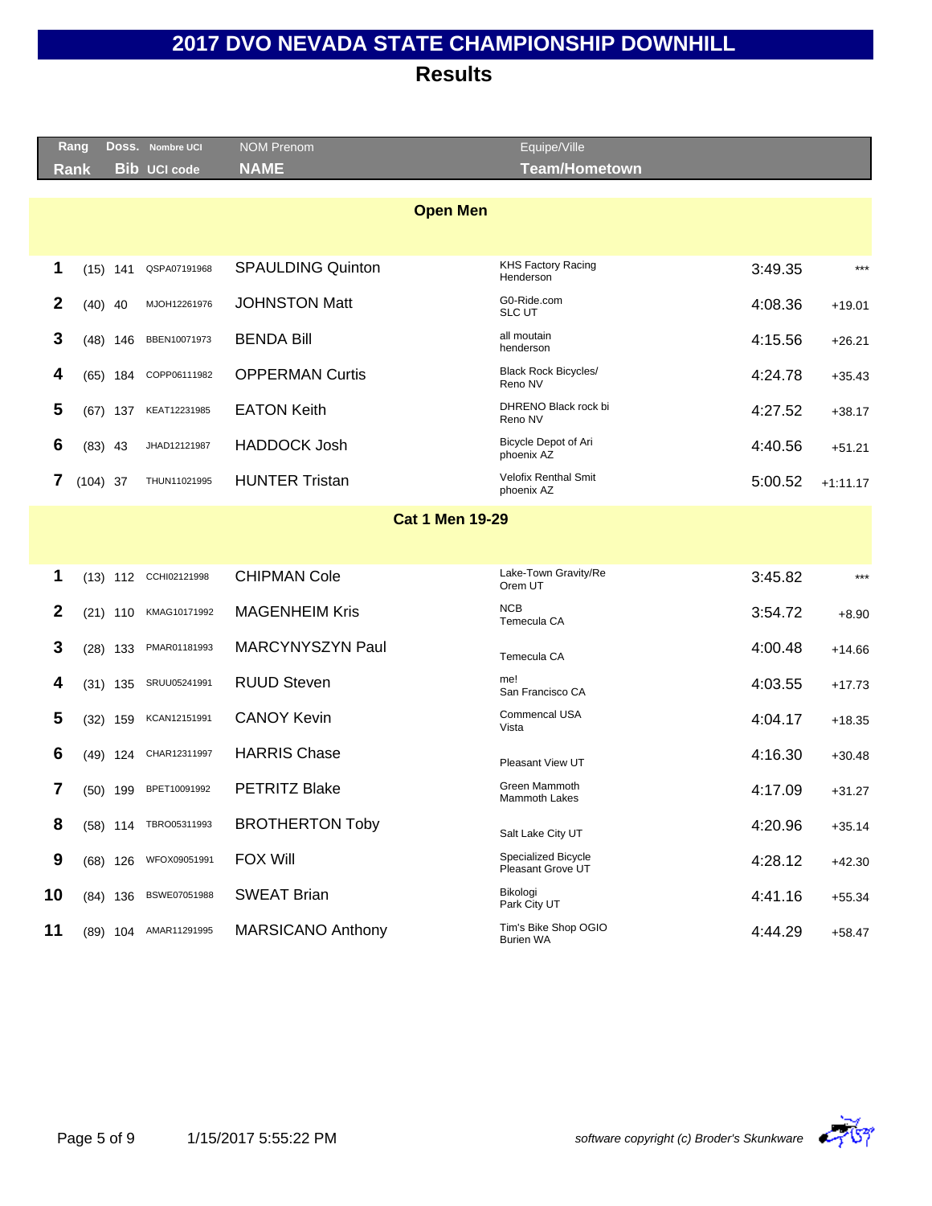# 2017 DVO NEVADA STATE CHAMPIONSHIP DOWNHILL

## Results

| Rang Rank | Doss. Bib | Nombre UCI UCI code | NOM Prenom NAME | Equipe/Ville Team/Hometown | | |
|---|---|---|---|---|---|---|
| **Open Men** | | | | | | |
| 1 | (15) 141 | QSPA07191968 | SPAULDING Quinton | KHS Factory Racing Henderson | 3:49.35 | *** |
| 2 | (40) 40 | MJOH12261976 | JOHNSTON Matt | G0-Ride.com SLC UT | 4:08.36 | +19.01 |
| 3 | (48) 146 | BBEN10071973 | BENDA Bill | all moutain henderson | 4:15.56 | +26.21 |
| 4 | (65) 184 | COPP06111982 | OPPERMAN Curtis | Black Rock Bicycles/ Reno NV | 4:24.78 | +35.43 |
| 5 | (67) 137 | KEAT12231985 | EATON Keith | DHRENO Black rock bi Reno NV | 4:27.52 | +38.17 |
| 6 | (83) 43 | JHAD12121987 | HADDOCK Josh | Bicycle Depot of Ari phoenix AZ | 4:40.56 | +51.21 |
| 7 | (104) 37 | THUN11021995 | HUNTER Tristan | Velofix Renthal Smit phoenix AZ | 5:00.52 | +1:11.17 |
| **Cat 1 Men 19-29** | | | | | | |
| 1 | (13) 112 | CCHI02121998 | CHIPMAN Cole | Lake-Town Gravity/Re Orem UT | 3:45.82 | *** |
| 2 | (21) 110 | KMAG10171992 | MAGENHEIM Kris | NCB Temecula CA | 3:54.72 | +8.90 |
| 3 | (28) 133 | PMAR01181993 | MARCYNYSZYN Paul | Temecula CA | 4:00.48 | +14.66 |
| 4 | (31) 135 | SRUU05241991 | RUUD Steven | me! San Francisco CA | 4:03.55 | +17.73 |
| 5 | (32) 159 | KCAN12151991 | CANOY Kevin | Commencal USA Vista | 4:04.17 | +18.35 |
| 6 | (49) 124 | CHAR12311997 | HARRIS Chase | Pleasant View UT | 4:16.30 | +30.48 |
| 7 | (50) 199 | BPET10091992 | PETRITZ Blake | Green Mammoth Mammoth Lakes | 4:17.09 | +31.27 |
| 8 | (58) 114 | TBRO05311993 | BROTHERTON Toby | Salt Lake City UT | 4:20.96 | +35.14 |
| 9 | (68) 126 | WFOX09051991 | FOX Will | Specialized Bicycle Pleasant Grove UT | 4:28.12 | +42.30 |
| 10 | (84) 136 | BSWE07051988 | SWEAT Brian | Bikologi Park City UT | 4:41.16 | +55.34 |
| 11 | (89) 104 | AMAR11291995 | MARSICANO Anthony | Tim's Bike Shop OGIO Burien WA | 4:44.29 | +58.47 |

1/15/2017 5:55:22 PM

*software copyright (c) Broder's Skunkware*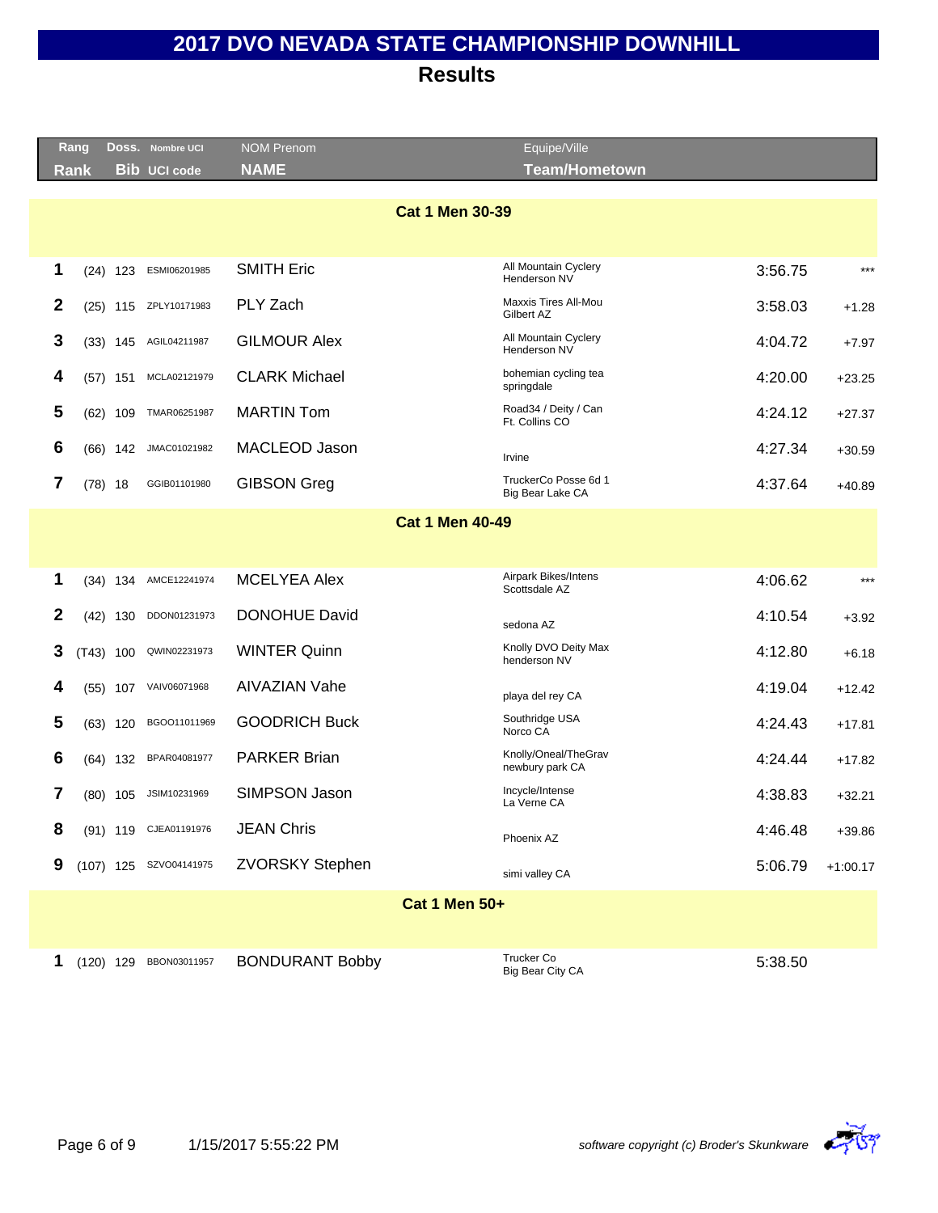# 2017 DVO NEVADA STATE CHAMPIONSHIP DOWNHILL

## Results

| Rang Rank | | Doss. Bib | Nombre UCI UCI code | NOM Prenom NAME | Equipe/Ville Team/Hometown | | |
|---|---|---|---|---|---|---|---|
| **Cat 1 Men 30-39** | | | | | | | |
| 1 | (24) | 123 | ESMI06201985 | SMITH Eric | All Mountain Cyclery Henderson NV | 3:56.75 | *** |
| 2 | (25) | 115 | ZPLY10171983 | PLY Zach | Maxxis Tires All-Mou Gilbert AZ | 3:58.03 | +1.28 |
| 3 | (33) | 145 | AGIL04211987 | GILMOUR Alex | All Mountain Cyclery Henderson NV | 4:04.72 | +7.97 |
| 4 | (57) | 151 | MCLA02121979 | CLARK Michael | bohemian cycling tea springdale | 4:20.00 | +23.25 |
| 5 | (62) | 109 | TMAR06251987 | MARTIN Tom | Road34 / Deity / Can Ft. Collins CO | 4:24.12 | +27.37 |
| 6 | (66) | 142 | JMAC01021982 | MACLEOD Jason | Irvine | 4:27.34 | +30.59 |
| 7 | (78) | 18 | GGIB01101980 | GIBSON Greg | TruckerCo Posse 6d 1 Big Bear Lake CA | 4:37.64 | +40.89 |
| **Cat 1 Men 40-49** | | | | | | | |
| 1 | (34) | 134 | AMCE12241974 | MCELYEA Alex | Airpark Bikes/Intens Scottsdale AZ | 4:06.62 | *** |
| 2 | (42) | 130 | DDON01231973 | DONOHUE David | sedona AZ | 4:10.54 | +3.92 |
| 3 | (T43) | 100 | QWIN02231973 | WINTER Quinn | Knolly DVO Deity Max henderson NV | 4:12.80 | +6.18 |
| 4 | (55) | 107 | VAIV06071968 | AIVAZIAN Vahe | playa del rey CA | 4:19.04 | +12.42 |
| 5 | (63) | 120 | BGOO11011969 | GOODRICH Buck | Southridge USA Norco CA | 4:24.43 | +17.81 |
| 6 | (64) | 132 | BPAR04081977 | PARKER Brian | Knolly/Oneal/TheGrav newbury park CA | 4:24.44 | +17.82 |
| 7 | (80) | 105 | JSIM10231969 | SIMPSON Jason | Incycle/Intense La Verne CA | 4:38.83 | +32.21 |
| 8 | (91) | 119 | CJEA01191976 | JEAN Chris | Phoenix AZ | 4:46.48 | +39.86 |
| 9 | (107) | 125 | SZVO04141975 | ZVORSKY Stephen | simi valley CA | 5:06.79 | +1:00.17 |
| **Cat 1 Men 50+** | | | | | | | |
| 1 | (120) | 129 | BBON03011957 | BONDURANT Bobby | Trucker Co Big Bear City CA | 5:38.50 | |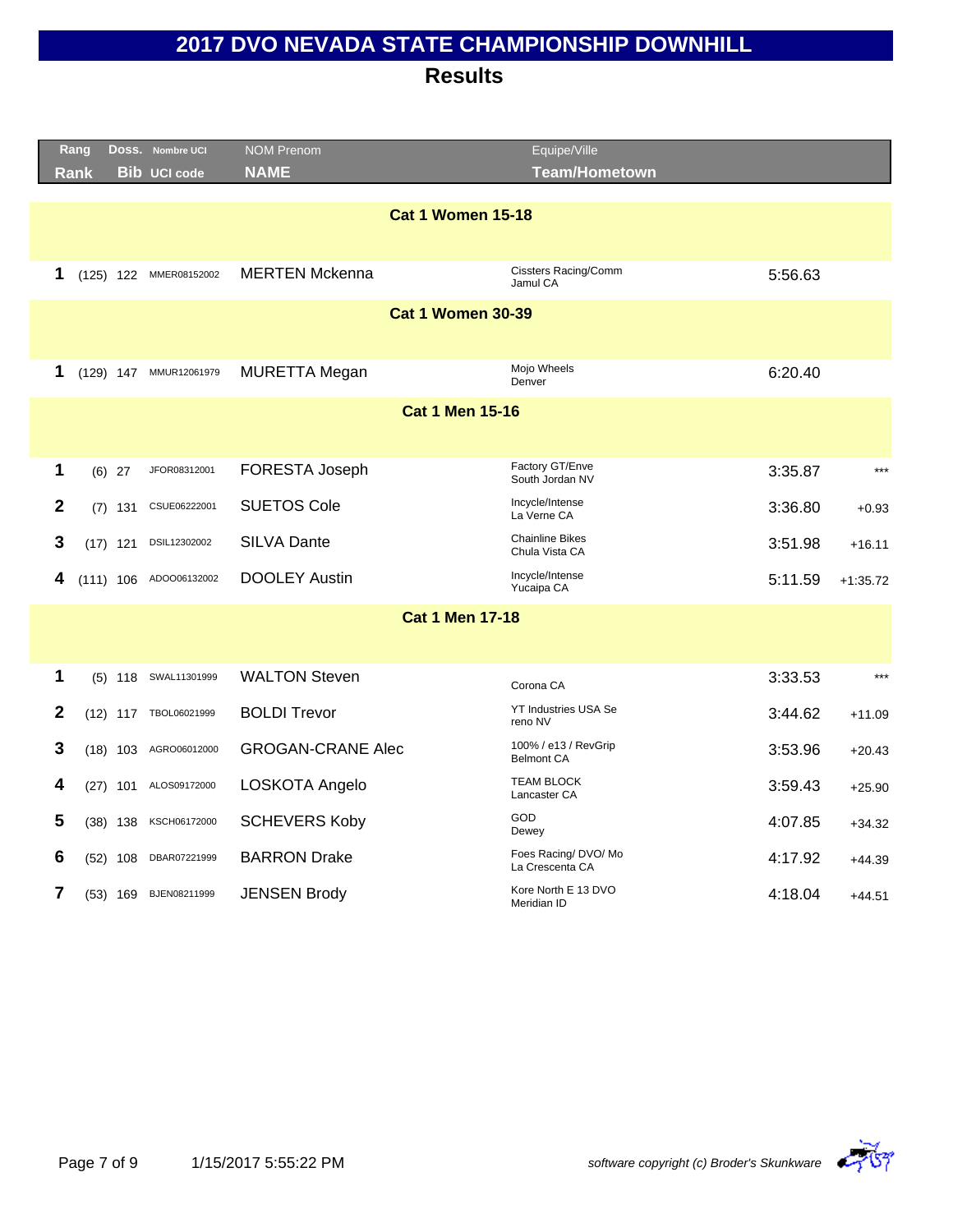# 2017 DVO NEVADA STATE CHAMPIONSHIP DOWNHILL

## Results

| Rang / Rank | | Doss. / Bib | Nombre UCI / UCI code | NOM Prenom / NAME | Equipe/Ville / Team/Hometown | | |
|---|---|---|---|---|---|---|---|
| **Cat 1 Women 15-18** | | | | | | | |
| 1 | (125) | 122 | MMER08152002 | MERTEN Mckenna | Cissters Racing/Comm Jamul CA | 5:56.63 | |
| **Cat 1 Women 30-39** | | | | | | | |
| 1 | (129) | 147 | MMUR12061979 | MURETTA Megan | Mojo Wheels Denver | 6:20.40 | |
| **Cat 1 Men 15-16** | | | | | | | |
| 1 | (6) | 27 | JFOR08312001 | FORESTA Joseph | Factory GT/Enve South Jordan NV | 3:35.87 | *** |
| 2 | (7) | 131 | CSUE06222001 | SUETOS Cole | Incycle/Intense La Verne CA | 3:36.80 | +0.93 |
| 3 | (17) | 121 | DSIL12302002 | SILVA Dante | Chainline Bikes Chula Vista CA | 3:51.98 | +16.11 |
| 4 | (111) | 106 | ADOO06132002 | DOOLEY Austin | Incycle/Intense Yucaipa CA | 5:11.59 | +1:35.72 |
| **Cat 1 Men 17-18** | | | | | | | |
| 1 | (5) | 118 | SWAL11301999 | WALTON Steven | Corona CA | 3:33.53 | *** |
| 2 | (12) | 117 | TBOL06021999 | BOLDI Trevor | YT Industries USA Se reno NV | 3:44.62 | +11.09 |
| 3 | (18) | 103 | AGRO06012000 | GROGAN-CRANE Alec | 100% / e13 / RevGrip Belmont CA | 3:53.96 | +20.43 |
| 4 | (27) | 101 | ALOS09172000 | LOSKOTA Angelo | TEAM BLOCK Lancaster CA | 3:59.43 | +25.90 |
| 5 | (38) | 138 | KSCH06172000 | SCHEVERS Koby | GOD Dewey | 4:07.85 | +34.32 |
| 6 | (52) | 108 | DBAR07221999 | BARRON Drake | Foes Racing/ DVO/ Mo La Crescenta CA | 4:17.92 | +44.39 |
| 7 | (53) | 169 | BJEN08211999 | JENSEN Brody | Kore North E 13 DVO Meridian ID | 4:18.04 | +44.51 |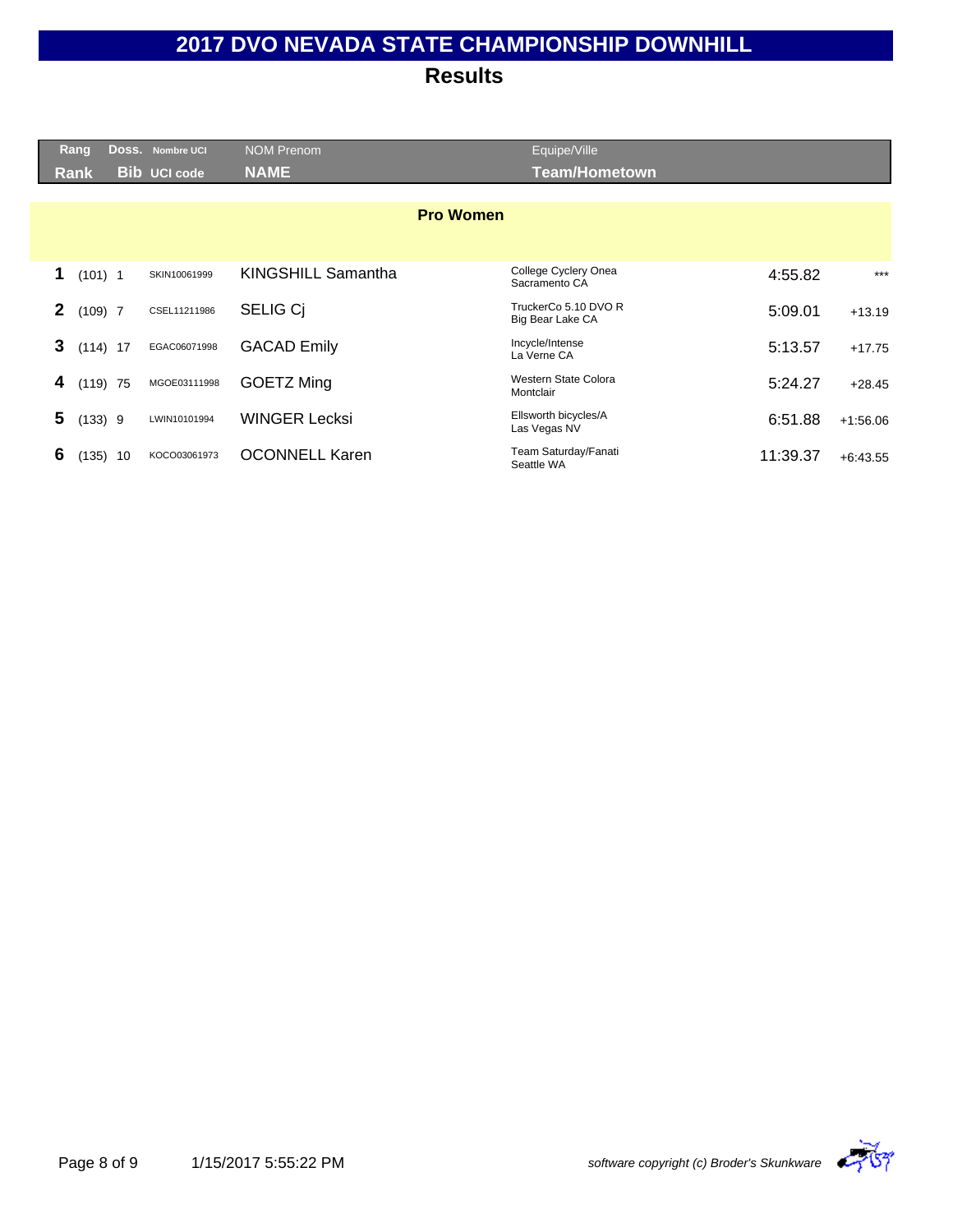# 2017 DVO NEVADA STATE CHAMPIONSHIP DOWNHILL

## Results

| Rang<br>Rank | Doss.<br>Bib | Nombre UCI<br>UCI code | NOM Prenom<br>NAME | Equipe/Ville<br>Team/Hometown | | |
|---|---|---|---|---|---|---|
| **Pro Women** | | | | | | |
| 1 | (101) 1 | SKIN10061999 | KINGSHILL Samantha | College Cyclery Onea<br>Sacramento CA | 4:55.82 | *** |
| 2 | (109) 7 | CSEL11211986 | SELIG Cj | TruckerCo 5.10 DVO R<br>Big Bear Lake CA | 5:09.01 | +13.19 |
| 3 | (114) 17 | EGAC06071998 | GACAD Emily | Incycle/Intense<br>La Verne CA | 5:13.57 | +17.75 |
| 4 | (119) 75 | MGOE03111998 | GOETZ Ming | Western State Colora<br>Montclair | 5:24.27 | +28.45 |
| 5 | (133) 9 | LWIN10101994 | WINGER Lecksi | Ellsworth bicycles/A<br>Las Vegas NV | 6:51.88 | +1:56.06 |
| 6 | (135) 10 | KOCO03061973 | OCONNELL Karen | Team Saturday/Fanati<br>Seattle WA | 11:39.37 | +6:43.55 |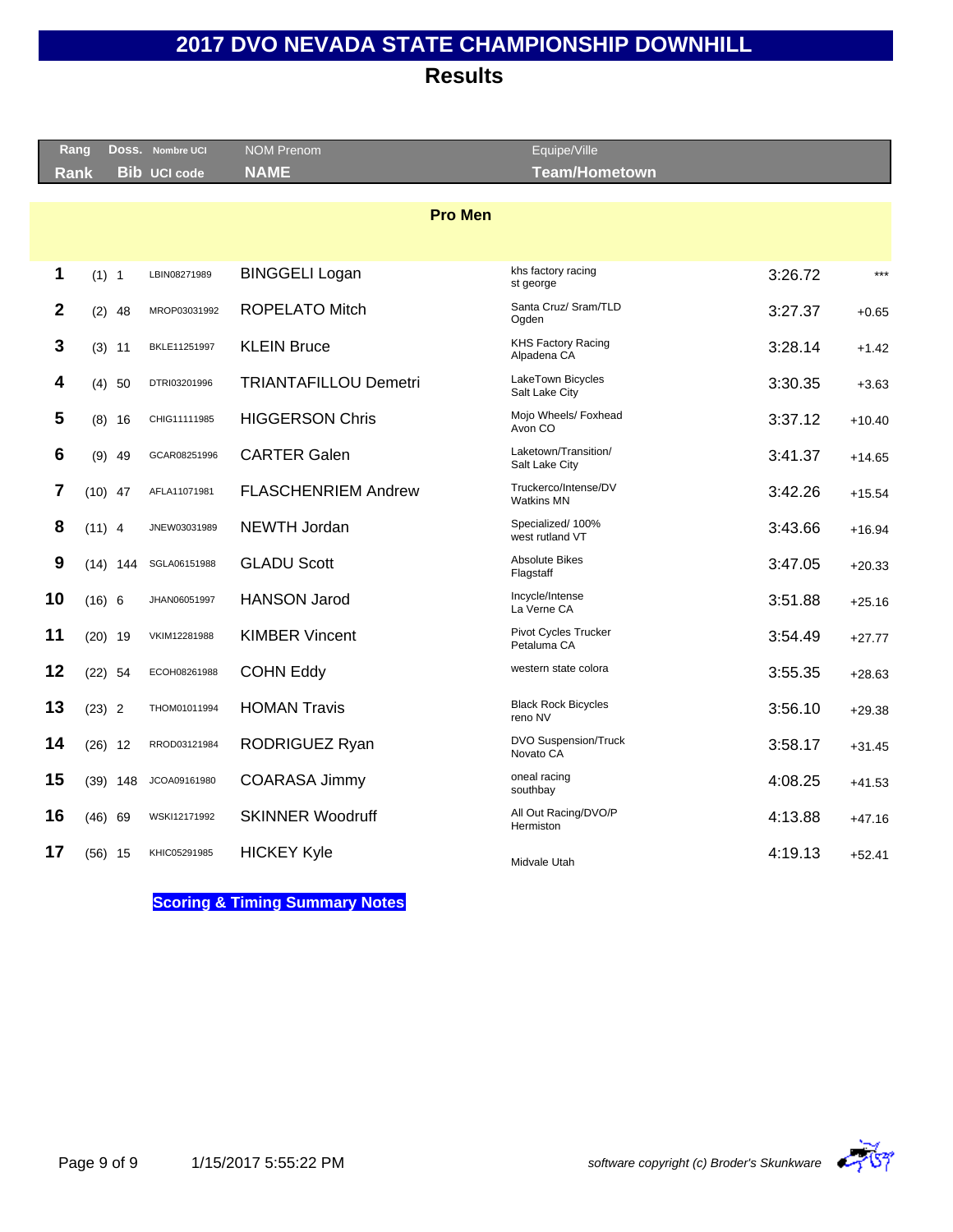# 2017 DVO NEVADA STATE CHAMPIONSHIP DOWNHILL

## Results

| Rang Rank | | Doss. Bib | Nombre UCI UCI code | NOM Prenom NAME | Equipe/Ville Team/Hometown | | |
|---|---|---|---|---|---|---|---|
| **Pro Men** | | | | | | | |
| 1 | (1) | 1 | LBIN08271989 | BINGGELI Logan | khs factory racing st george | 3:26.72 | *** |
| 2 | (2) | 48 | MROP03031992 | ROPELATO Mitch | Santa Cruz/ Sram/TLD Ogden | 3:27.37 | +0.65 |
| 3 | (3) | 11 | BKLE11251997 | KLEIN Bruce | KHS Factory Racing Alpadena CA | 3:28.14 | +1.42 |
| 4 | (4) | 50 | DTRI03201996 | TRIANTAFILLOU Demetri | LakeTown Bicycles Salt Lake City | 3:30.35 | +3.63 |
| 5 | (8) | 16 | CHIG11111985 | HIGGERSON Chris | Mojo Wheels/ Foxhead Avon CO | 3:37.12 | +10.40 |
| 6 | (9) | 49 | GCAR08251996 | CARTER Galen | Laketown/Transition/ Salt Lake City | 3:41.37 | +14.65 |
| 7 | (10) | 47 | AFLA11071981 | FLASCHENRIEM Andrew | Truckerco/Intense/DV Watkins MN | 3:42.26 | +15.54 |
| 8 | (11) | 4 | JNEW03031989 | NEWTH Jordan | Specialized/ 100% west rutland VT | 3:43.66 | +16.94 |
| 9 | (14) | 144 | SGLA06151988 | GLADU Scott | Absolute Bikes Flagstaff | 3:47.05 | +20.33 |
| 10 | (16) | 6 | JHAN06051997 | HANSON Jarod | Incycle/Intense La Verne CA | 3:51.88 | +25.16 |
| 11 | (20) | 19 | VKIM12281988 | KIMBER Vincent | Pivot Cycles Trucker Petaluma CA | 3:54.49 | +27.77 |
| 12 | (22) | 54 | ECOH08261988 | COHN Eddy | western state colora | 3:55.35 | +28.63 |
| 13 | (23) | 2 | THOM01011994 | HOMAN Travis | Black Rock Bicycles reno NV | 3:56.10 | +29.38 |
| 14 | (26) | 12 | RROD03121984 | RODRIGUEZ Ryan | DVO Suspension/Truck Novato CA | 3:58.17 | +31.45 |
| 15 | (39) | 148 | JCOA09161980 | COARASA Jimmy | oneal racing southbay | 4:08.25 | +41.53 |
| 16 | (46) | 69 | WSKI12171992 | SKINNER Woodruff | All Out Racing/DVO/P Hermiston | 4:13.88 | +47.16 |
| 17 | (56) | 15 | KHIC05291985 | HICKEY Kyle | Midvale Utah | 4:19.13 | +52.41 |

**Scoring & Timing Summary Notes**

1/15/2017 5:55:22 PM

*software copyright (c) Broder's Skunkware*